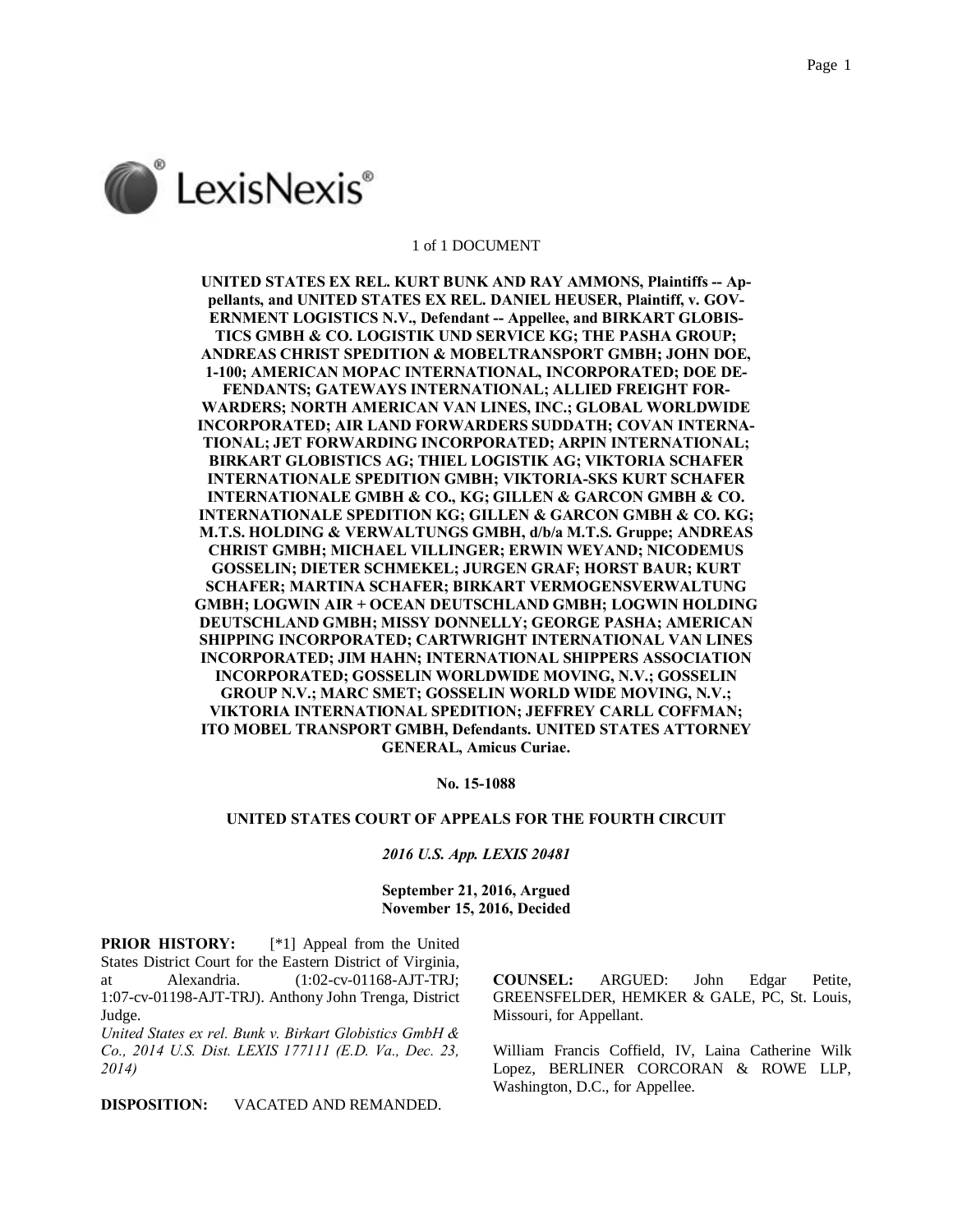1 of 1 DOCUMENT

**UNITED STATES EX REL. KURT BUNK AND RAY AMMONS, Plaintiffs -- Appellants, and UNITED STATES EX REL. DANIEL HEUSER, Plaintiff, v. GOVERNMENT LOGISTICS N.V., Defendant -- Appellee, and BIRKART GLOBISTICS GMBH & CO. LOGISTIK UND SERVICE KG; THE PASHA GROUP; ANDREAS CHRIST SPEDITION & MOBELTRANSPORT GMBH; JOHN DOE, 1-100; AMERICAN MOPAC INTERNATIONAL, INCORPORATED; DOE DEFENDANTS; GATEWAYS INTERNATIONAL; ALLIED FREIGHT FORWARDERS; NORTH AMERICAN VAN LINES, INC.; GLOBAL WORLDWIDE INCORPORATED; AIR LAND FORWARDERS SUDDATH; COVAN INTERNATIONAL; JET FORWARDING INCORPORATED; ARPIN INTERNATIONAL; BIRKART GLOBISTICS AG; THIEL LOGISTIK AG; VIKTORIA SCHAFER INTERNATIONALE SPEDITION GMBH; VIKTORIA-SKS KURT SCHAFER INTERNATIONALE GMBH & CO., KG; GILLEN & GARCON GMBH & CO. INTERNATIONALE SPEDITION KG; GILLEN & GARCON GMBH & CO. KG; M.T.S. HOLDING & VERWALTUNGS GMBH, d/b/a M.T.S. Gruppe; ANDREAS CHRIST GMBH; MICHAEL VILLINGER; ERWIN WEYAND; NICODEMUS GOSSELIN; DIETER SCHMEKEL; JURGEN GRAF; HORST BAUR; KURT SCHAFER; MARTINA SCHAFER; BIRKART VERMOGENSVERWALTUNG GMBH; LOGWIN AIR + OCEAN DEUTSCHLAND GMBH; LOGWIN HOLDING DEUTSCHLAND GMBH; MISSY DONNELLY; GEORGE PASHA; AMERICAN SHIPPING INCORPORATED; CARTWRIGHT INTERNATIONAL VAN LINES INCORPORATED; JIM HAHN; INTERNATIONAL SHIPPERS ASSOCIATION INCORPORATED; GOSSELIN WORLDWIDE MOVING, N.V.; GOSSELIN GROUP N.V.; MARC SMET; GOSSELIN WORLD WIDE MOVING, N.V.; VIKTORIA INTERNATIONAL SPEDITION; JEFFREY CARLL COFFMAN; ITO MOBEL TRANSPORT GMBH, Defendants. UNITED STATES ATTORNEY GENERAL, Amicus Curiae.**

**No. 15-1088**

**UNITED STATES COURT OF APPEALS FOR THE FOURTH CIRCUIT**

***2016 U.S. App. LEXIS 20481***

**September 21, 2016, Argued**
**November 15, 2016, Decided**

**PRIOR HISTORY:** [*1] Appeal from the United States District Court for the Eastern District of Virginia, at Alexandria. (1:02-cv-01168-AJT-TRJ; 1:07-cv-01198-AJT-TRJ). Anthony John Trenga, District Judge.
*United States ex rel. Bunk v. Birkart Globistics GmbH & Co., 2014 U.S. Dist. LEXIS 177111 (E.D. Va., Dec. 23, 2014)*

**DISPOSITION:** VACATED AND REMANDED.

**COUNSEL:** ARGUED: John Edgar Petite, GREENSFELDER, HEMKER & GALE, PC, St. Louis, Missouri, for Appellant.

William Francis Coffield, IV, Laina Catherine Wilk Lopez, BERLINER CORCORAN & ROWE LLP, Washington, D.C., for Appellee.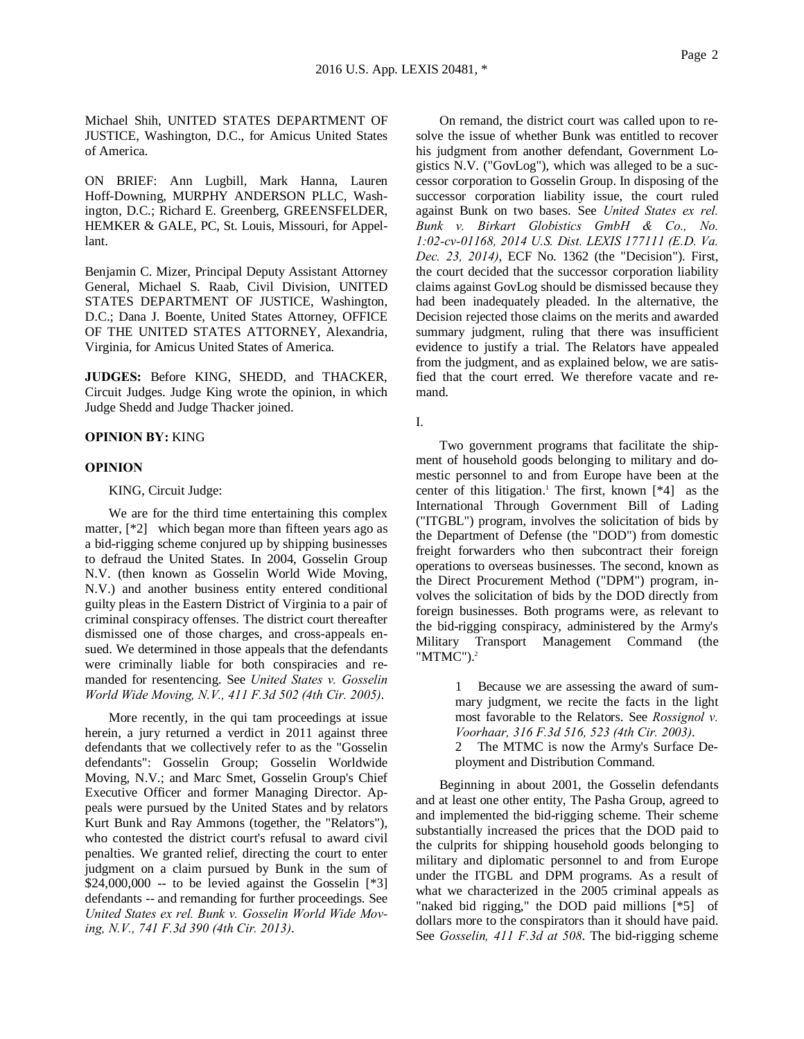Michael Shih, UNITED STATES DEPARTMENT OF JUSTICE, Washington, D.C., for Amicus United States of America.

ON BRIEF: Ann Lugbill, Mark Hanna, Lauren Hoff-Downing, MURPHY ANDERSON PLLC, Washington, D.C.; Richard E. Greenberg, GREENSFELDER, HEMKER & GALE, PC, St. Louis, Missouri, for Appellant.

Benjamin C. Mizer, Principal Deputy Assistant Attorney General, Michael S. Raab, Civil Division, UNITED STATES DEPARTMENT OF JUSTICE, Washington, D.C.; Dana J. Boente, United States Attorney, OFFICE OF THE UNITED STATES ATTORNEY, Alexandria, Virginia, for Amicus United States of America.

**JUDGES:** Before KING, SHEDD, and THACKER, Circuit Judges. Judge King wrote the opinion, in which Judge Shedd and Judge Thacker joined.

**OPINION BY:** KING

**OPINION**

KING, Circuit Judge:

We are for the third time entertaining this complex matter, [*2] which began more than fifteen years ago as a bid-rigging scheme conjured up by shipping businesses to defraud the United States. In 2004, Gosselin Group N.V. (then known as Gosselin World Wide Moving, N.V.) and another business entity entered conditional guilty pleas in the Eastern District of Virginia to a pair of criminal conspiracy offenses. The district court thereafter dismissed one of those charges, and cross-appeals ensued. We determined in those appeals that the defendants were criminally liable for both conspiracies and remanded for resentencing. See *United States v. Gosselin World Wide Moving, N.V., 411 F.3d 502 (4th Cir. 2005)*.

More recently, in the qui tam proceedings at issue herein, a jury returned a verdict in 2011 against three defendants that we collectively refer to as the "Gosselin defendants": Gosselin Group; Gosselin Worldwide Moving, N.V.; and Marc Smet, Gosselin Group's Chief Executive Officer and former Managing Director. Appeals were pursued by the United States and by relators Kurt Bunk and Ray Ammons (together, the "Relators"), who contested the district court's refusal to award civil penalties. We granted relief, directing the court to enter judgment on a claim pursued by Bunk in the sum of \$24,000,000 -- to be levied against the Gosselin [*3] defendants -- and remanding for further proceedings. See *United States ex rel. Bunk v. Gosselin World Wide Moving, N.V., 741 F.3d 390 (4th Cir. 2013)*.

On remand, the district court was called upon to resolve the issue of whether Bunk was entitled to recover his judgment from another defendant, Government Logistics N.V. ("GovLog"), which was alleged to be a successor corporation to Gosselin Group. In disposing of the successor corporation liability issue, the court ruled against Bunk on two bases. See *United States ex rel. Bunk v. Birkart Globistics GmbH & Co., No. 1:02-cv-01168, 2014 U.S. Dist. LEXIS 177111 (E.D. Va. Dec. 23, 2014)*, ECF No. 1362 (the "Decision"). First, the court decided that the successor corporation liability claims against GovLog should be dismissed because they had been inadequately pleaded. In the alternative, the Decision rejected those claims on the merits and awarded summary judgment, ruling that there was insufficient evidence to justify a trial. The Relators have appealed from the judgment, and as explained below, we are satisfied that the court erred. We therefore vacate and remand.

I.

Two government programs that facilitate the shipment of household goods belonging to military and domestic personnel to and from Europe have been at the center of this litigation.[1] The first, known [*4] as the International Through Government Bill of Lading ("ITGBL") program, involves the solicitation of bids by the Department of Defense (the "DOD") from domestic freight forwarders who then subcontract their foreign operations to overseas businesses. The second, known as the Direct Procurement Method ("DPM") program, involves the solicitation of bids by the DOD directly from foreign businesses. Both programs were, as relevant to the bid-rigging conspiracy, administered by the Army's Military Transport Management Command (the "MTMC").[2]

> 1 Because we are assessing the award of summary judgment, we recite the facts in the light most favorable to the Relators. See *Rossignol v. Voorhaar, 316 F.3d 516, 523 (4th Cir. 2003)*.
>
> 2 The MTMC is now the Army's Surface Deployment and Distribution Command.

Beginning in about 2001, the Gosselin defendants and at least one other entity, The Pasha Group, agreed to and implemented the bid-rigging scheme. Their scheme substantially increased the prices that the DOD paid to the culprits for shipping household goods belonging to military and diplomatic personnel to and from Europe under the ITGBL and DPM programs. As a result of what we characterized in the 2005 criminal appeals as "naked bid rigging," the DOD paid millions [*5] of dollars more to the conspirators than it should have paid. See *Gosselin, 411 F.3d at 508*. The bid-rigging scheme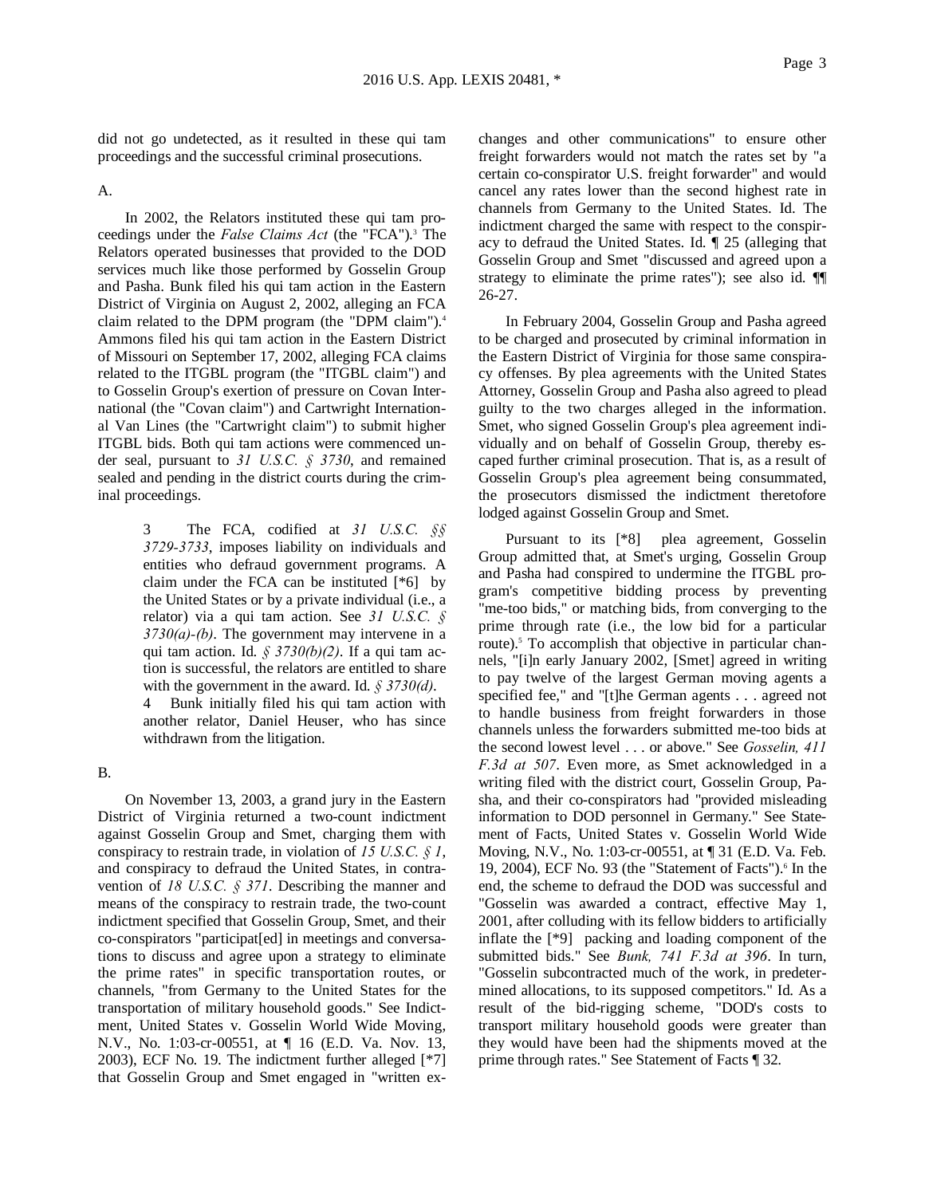did not go undetected, as it resulted in these qui tam proceedings and the successful criminal prosecutions.

A.

In 2002, the Relators instituted these qui tam proceedings under the *False Claims Act* (the "FCA").[3] The Relators operated businesses that provided to the DOD services much like those performed by Gosselin Group and Pasha. Bunk filed his qui tam action in the Eastern District of Virginia on August 2, 2002, alleging an FCA claim related to the DPM program (the "DPM claim").[4] Ammons filed his qui tam action in the Eastern District of Missouri on September 17, 2002, alleging FCA claims related to the ITGBL program (the "ITGBL claim") and to Gosselin Group's exertion of pressure on Covan International (the "Covan claim") and Cartwright International Van Lines (the "Cartwright claim") to submit higher ITGBL bids. Both qui tam actions were commenced under seal, pursuant to *31 U.S.C. § 3730*, and remained sealed and pending in the district courts during the criminal proceedings.

> 3 The FCA, codified at *31 U.S.C. §§ 3729-3733*, imposes liability on individuals and entities who defraud government programs. A claim under the FCA can be instituted [*6] by the United States or by a private individual (i.e., a relator) via a qui tam action. See *31 U.S.C. § 3730(a)-(b)*. The government may intervene in a qui tam action. Id. *§ 3730(b)(2)*. If a qui tam action is successful, the relators are entitled to share with the government in the award. Id. *§ 3730(d)*.
>
> 4 Bunk initially filed his qui tam action with another relator, Daniel Heuser, who has since withdrawn from the litigation.

B.

On November 13, 2003, a grand jury in the Eastern District of Virginia returned a two-count indictment against Gosselin Group and Smet, charging them with conspiracy to restrain trade, in violation of *15 U.S.C. § 1*, and conspiracy to defraud the United States, in contravention of *18 U.S.C. § 371*. Describing the manner and means of the conspiracy to restrain trade, the two-count indictment specified that Gosselin Group, Smet, and their co-conspirators "participat[ed] in meetings and conversations to discuss and agree upon a strategy to eliminate the prime rates" in specific transportation routes, or channels, "from Germany to the United States for the transportation of military household goods." See Indictment, United States v. Gosselin World Wide Moving, N.V., No. 1:03-cr-00551, at ¶ 16 (E.D. Va. Nov. 13, 2003), ECF No. 19. The indictment further alleged [*7] that Gosselin Group and Smet engaged in "written exchanges and other communications" to ensure other freight forwarders would not match the rates set by "a certain co-conspirator U.S. freight forwarder" and would cancel any rates lower than the second highest rate in channels from Germany to the United States. Id. The indictment charged the same with respect to the conspiracy to defraud the United States. Id. ¶ 25 (alleging that Gosselin Group and Smet "discussed and agreed upon a strategy to eliminate the prime rates"); see also id. ¶¶ 26-27.

In February 2004, Gosselin Group and Pasha agreed to be charged and prosecuted by criminal information in the Eastern District of Virginia for those same conspiracy offenses. By plea agreements with the United States Attorney, Gosselin Group and Pasha also agreed to plead guilty to the two charges alleged in the information. Smet, who signed Gosselin Group's plea agreement individually and on behalf of Gosselin Group, thereby escaped further criminal prosecution. That is, as a result of Gosselin Group's plea agreement being consummated, the prosecutors dismissed the indictment theretofore lodged against Gosselin Group and Smet.

Pursuant to its [*8] plea agreement, Gosselin Group admitted that, at Smet's urging, Gosselin Group and Pasha had conspired to undermine the ITGBL program's competitive bidding process by preventing "me-too bids," or matching bids, from converging to the prime through rate (i.e., the low bid for a particular route).[5] To accomplish that objective in particular channels, "[i]n early January 2002, [Smet] agreed in writing to pay twelve of the largest German moving agents a specified fee," and "[t]he German agents . . . agreed not to handle business from freight forwarders in those channels unless the forwarders submitted me-too bids at the second lowest level . . . or above." See *Gosselin, 411 F.3d at 507*. Even more, as Smet acknowledged in a writing filed with the district court, Gosselin Group, Pasha, and their co-conspirators had "provided misleading information to DOD personnel in Germany." See Statement of Facts, United States v. Gosselin World Wide Moving, N.V., No. 1:03-cr-00551, at ¶ 31 (E.D. Va. Feb. 19, 2004), ECF No. 93 (the "Statement of Facts").[6] In the end, the scheme to defraud the DOD was successful and "Gosselin was awarded a contract, effective May 1, 2001, after colluding with its fellow bidders to artificially inflate the [*9] packing and loading component of the submitted bids." See *Bunk, 741 F.3d at 396*. In turn, "Gosselin subcontracted much of the work, in predetermined allocations, to its supposed competitors." Id. As a result of the bid-rigging scheme, "DOD's costs to transport military household goods were greater than they would have been had the shipments moved at the prime through rates." See Statement of Facts ¶ 32.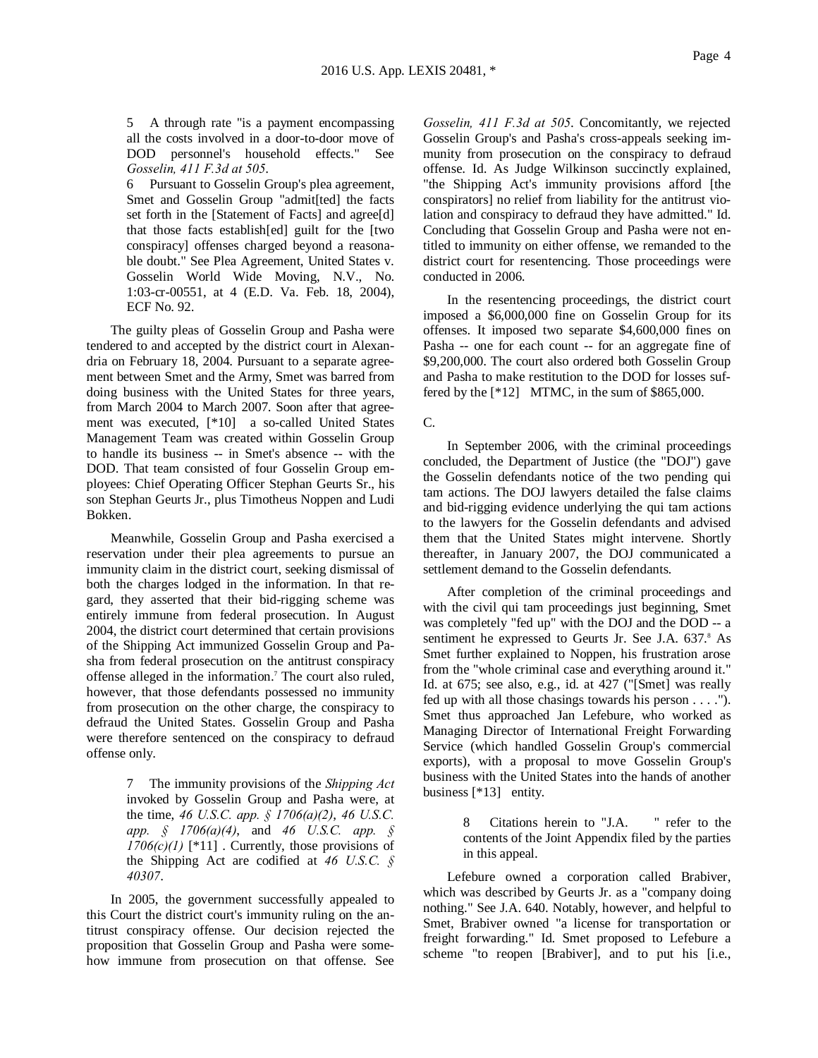5 A through rate "is a payment encompassing all the costs involved in a door-to-door move of DOD personnel's household effects." See *Gosselin, 411 F.3d at 505*.

6 Pursuant to Gosselin Group's plea agreement, Smet and Gosselin Group "admit[ted] the facts set forth in the [Statement of Facts] and agree[d] that those facts establish[ed] guilt for the [two conspiracy] offenses charged beyond a reasonable doubt." See Plea Agreement, United States v. Gosselin World Wide Moving, N.V., No. 1:03-cr-00551, at 4 (E.D. Va. Feb. 18, 2004), ECF No. 92.

The guilty pleas of Gosselin Group and Pasha were tendered to and accepted by the district court in Alexandria on February 18, 2004. Pursuant to a separate agreement between Smet and the Army, Smet was barred from doing business with the United States for three years, from March 2004 to March 2007. Soon after that agreement was executed, [*10] a so-called United States Management Team was created within Gosselin Group to handle its business -- in Smet's absence -- with the DOD. That team consisted of four Gosselin Group employees: Chief Operating Officer Stephan Geurts Sr., his son Stephan Geurts Jr., plus Timotheus Noppen and Ludi Bokken.

Meanwhile, Gosselin Group and Pasha exercised a reservation under their plea agreements to pursue an immunity claim in the district court, seeking dismissal of both the charges lodged in the information. In that regard, they asserted that their bid-rigging scheme was entirely immune from federal prosecution. In August 2004, the district court determined that certain provisions of the Shipping Act immunized Gosselin Group and Pasha from federal prosecution on the antitrust conspiracy offense alleged in the information.[7] The court also ruled, however, that those defendants possessed no immunity from prosecution on the other charge, the conspiracy to defraud the United States. Gosselin Group and Pasha were therefore sentenced on the conspiracy to defraud offense only.

7 The immunity provisions of the *Shipping Act* invoked by Gosselin Group and Pasha were, at the time, *46 U.S.C. app. § 1706(a)(2)*, *46 U.S.C. app. § 1706(a)(4)*, and *46 U.S.C. app. § 1706(c)(1)* [*11] . Currently, those provisions of the Shipping Act are codified at *46 U.S.C. § 40307*.

In 2005, the government successfully appealed to this Court the district court's immunity ruling on the antitrust conspiracy offense. Our decision rejected the proposition that Gosselin Group and Pasha were somehow immune from prosecution on that offense. See *Gosselin, 411 F.3d at 505*. Concomitantly, we rejected Gosselin Group's and Pasha's cross-appeals seeking immunity from prosecution on the conspiracy to defraud offense. Id. As Judge Wilkinson succinctly explained, "the Shipping Act's immunity provisions afford [the conspirators] no relief from liability for the antitrust violation and conspiracy to defraud they have admitted." Id. Concluding that Gosselin Group and Pasha were not entitled to immunity on either offense, we remanded to the district court for resentencing. Those proceedings were conducted in 2006.

In the resentencing proceedings, the district court imposed a $6,000,000 fine on Gosselin Group for its offenses. It imposed two separate $4,600,000 fines on Pasha -- one for each count -- for an aggregate fine of $9,200,000. The court also ordered both Gosselin Group and Pasha to make restitution to the DOD for losses suffered by the [*12] MTMC, in the sum of $865,000.

C.

In September 2006, with the criminal proceedings concluded, the Department of Justice (the "DOJ") gave the Gosselin defendants notice of the two pending qui tam actions. The DOJ lawyers detailed the false claims and bid-rigging evidence underlying the qui tam actions to the lawyers for the Gosselin defendants and advised them that the United States might intervene. Shortly thereafter, in January 2007, the DOJ communicated a settlement demand to the Gosselin defendants.

After completion of the criminal proceedings and with the civil qui tam proceedings just beginning, Smet was completely "fed up" with the DOJ and the DOD -- a sentiment he expressed to Geurts Jr. See J.A. 637.[8] As Smet further explained to Noppen, his frustration arose from the "whole criminal case and everything around it." Id. at 675; see also, e.g., id. at 427 ("[Smet] was really fed up with all those chasings towards his person . . . ."). Smet thus approached Jan Lefebure, who worked as Managing Director of International Freight Forwarding Service (which handled Gosselin Group's commercial exports), with a proposal to move Gosselin Group's business with the United States into the hands of another business [*13] entity.

8 Citations herein to "J.A. " refer to the contents of the Joint Appendix filed by the parties in this appeal.

Lefebure owned a corporation called Brabiver, which was described by Geurts Jr. as a "company doing nothing." See J.A. 640. Notably, however, and helpful to Smet, Brabiver owned "a license for transportation or freight forwarding." Id. Smet proposed to Lefebure a scheme "to reopen [Brabiver], and to put his [i.e.,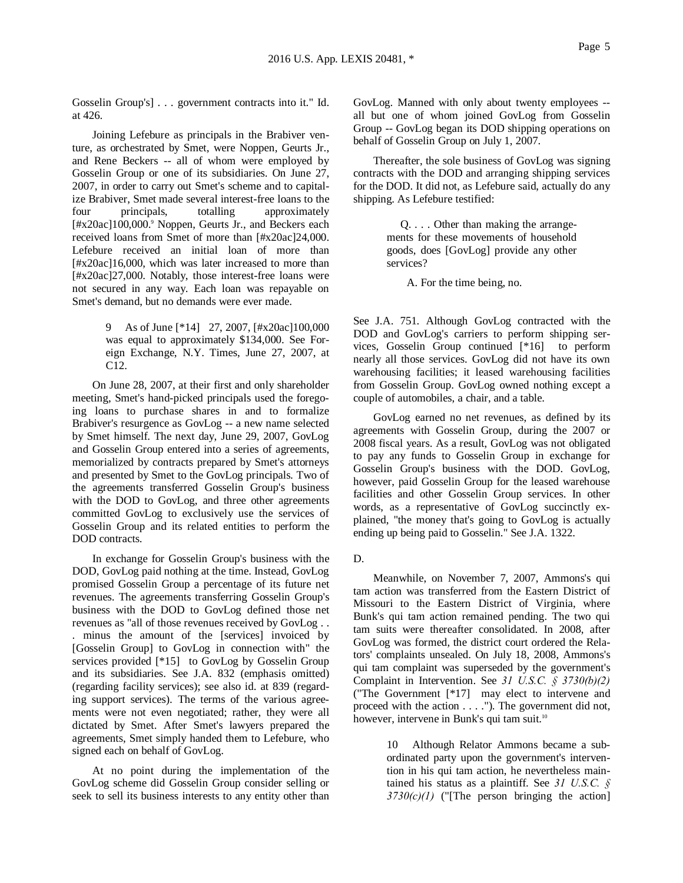Gosselin Group's] . . . government contracts into it." Id. at 426.

Joining Lefebure as principals in the Brabiver venture, as orchestrated by Smet, were Noppen, Geurts Jr., and Rene Beckers -- all of whom were employed by Gosselin Group or one of its subsidiaries. On June 27, 2007, in order to carry out Smet's scheme and to capitalize Brabiver, Smet made several interest-free loans to the four principals, totalling approximately [#x20ac]100,000.[9] Noppen, Geurts Jr., and Beckers each received loans from Smet of more than [#x20ac]24,000. Lefebure received an initial loan of more than [#x20ac]16,000, which was later increased to more than [#x20ac]27,000. Notably, those interest-free loans were not secured in any way. Each loan was repayable on Smet's demand, but no demands were ever made.

> 9 As of June [*14] 27, 2007, [#x20ac]100,000 was equal to approximately $134,000. See Foreign Exchange, N.Y. Times, June 27, 2007, at C12.

On June 28, 2007, at their first and only shareholder meeting, Smet's hand-picked principals used the foregoing loans to purchase shares in and to formalize Brabiver's resurgence as GovLog -- a new name selected by Smet himself. The next day, June 29, 2007, GovLog and Gosselin Group entered into a series of agreements, memorialized by contracts prepared by Smet's attorneys and presented by Smet to the GovLog principals. Two of the agreements transferred Gosselin Group's business with the DOD to GovLog, and three other agreements committed GovLog to exclusively use the services of Gosselin Group and its related entities to perform the DOD contracts.

In exchange for Gosselin Group's business with the DOD, GovLog paid nothing at the time. Instead, GovLog promised Gosselin Group a percentage of its future net revenues. The agreements transferring Gosselin Group's business with the DOD to GovLog defined those net revenues as "all of those revenues received by GovLog . . . minus the amount of the [services] invoiced by [Gosselin Group] to GovLog in connection with" the services provided [*15] to GovLog by Gosselin Group and its subsidiaries. See J.A. 832 (emphasis omitted) (regarding facility services); see also id. at 839 (regarding support services). The terms of the various agreements were not even negotiated; rather, they were all dictated by Smet. After Smet's lawyers prepared the agreements, Smet simply handed them to Lefebure, who signed each on behalf of GovLog.

At no point during the implementation of the GovLog scheme did Gosselin Group consider selling or seek to sell its business interests to any entity other than GovLog. Manned with only about twenty employees -- all but one of whom joined GovLog from Gosselin Group -- GovLog began its DOD shipping operations on behalf of Gosselin Group on July 1, 2007.

Thereafter, the sole business of GovLog was signing contracts with the DOD and arranging shipping services for the DOD. It did not, as Lefebure said, actually do any shipping. As Lefebure testified:

> Q. . . . Other than making the arrangements for these movements of household goods, does [GovLog] provide any other services?
>
> A. For the time being, no.

See J.A. 751. Although GovLog contracted with the DOD and GovLog's carriers to perform shipping services, Gosselin Group continued [*16] to perform nearly all those services. GovLog did not have its own warehousing facilities; it leased warehousing facilities from Gosselin Group. GovLog owned nothing except a couple of automobiles, a chair, and a table.

GovLog earned no net revenues, as defined by its agreements with Gosselin Group, during the 2007 or 2008 fiscal years. As a result, GovLog was not obligated to pay any funds to Gosselin Group in exchange for Gosselin Group's business with the DOD. GovLog, however, paid Gosselin Group for the leased warehouse facilities and other Gosselin Group services. In other words, as a representative of GovLog succinctly explained, "the money that's going to GovLog is actually ending up being paid to Gosselin." See J.A. 1322.

D.

Meanwhile, on November 7, 2007, Ammons's qui tam action was transferred from the Eastern District of Missouri to the Eastern District of Virginia, where Bunk's qui tam action remained pending. The two qui tam suits were thereafter consolidated. In 2008, after GovLog was formed, the district court ordered the Relators' complaints unsealed. On July 18, 2008, Ammons's qui tam complaint was superseded by the government's Complaint in Intervention. See *31 U.S.C. § 3730(b)(2)* ("The Government [*17] may elect to intervene and proceed with the action . . . ."). The government did not, however, intervene in Bunk's qui tam suit.[10]

> 10 Although Relator Ammons became a subordinated party upon the government's intervention in his qui tam action, he nevertheless maintained his status as a plaintiff. See *31 U.S.C. § 3730(c)(1)* ("[The person bringing the action]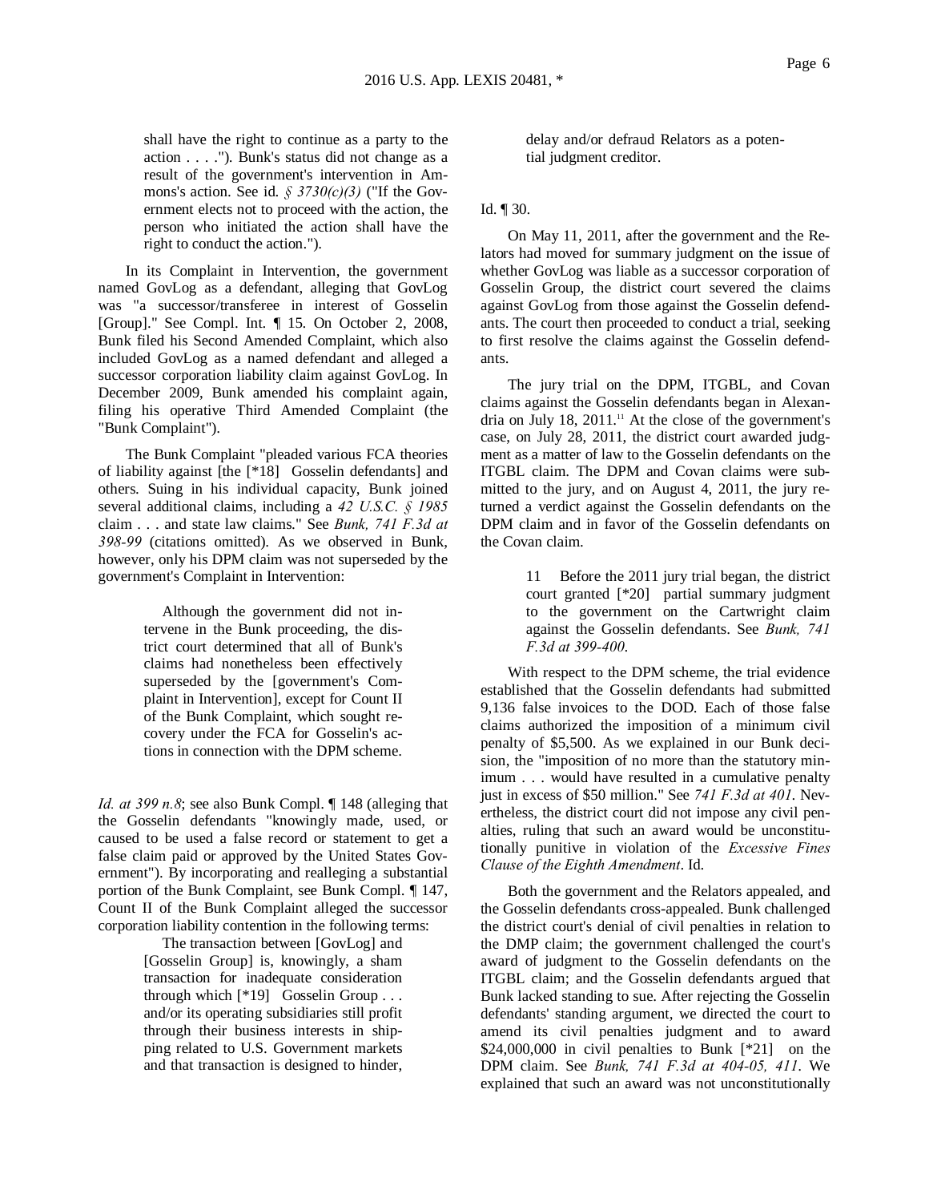shall have the right to continue as a party to the action . . . ."). Bunk's status did not change as a result of the government's intervention in Ammons's action. See id. *§ 3730(c)(3)* ("If the Government elects not to proceed with the action, the person who initiated the action shall have the right to conduct the action.").

In its Complaint in Intervention, the government named GovLog as a defendant, alleging that GovLog was "a successor/transferee in interest of Gosselin [Group]." See Compl. Int. ¶ 15. On October 2, 2008, Bunk filed his Second Amended Complaint, which also included GovLog as a named defendant and alleged a successor corporation liability claim against GovLog. In December 2009, Bunk amended his complaint again, filing his operative Third Amended Complaint (the "Bunk Complaint").

The Bunk Complaint "pleaded various FCA theories of liability against [the [*18] Gosselin defendants] and others. Suing in his individual capacity, Bunk joined several additional claims, including a *42 U.S.C. § 1985* claim . . . and state law claims." See *Bunk, 741 F.3d at 398-99* (citations omitted). As we observed in Bunk, however, only his DPM claim was not superseded by the government's Complaint in Intervention:

> Although the government did not intervene in the Bunk proceeding, the district court determined that all of Bunk's claims had nonetheless been effectively superseded by the [government's Complaint in Intervention], except for Count II of the Bunk Complaint, which sought recovery under the FCA for Gosselin's actions in connection with the DPM scheme.

*Id. at 399 n.8*; see also Bunk Compl. ¶ 148 (alleging that the Gosselin defendants "knowingly made, used, or caused to be used a false record or statement to get a false claim paid or approved by the United States Government"). By incorporating and realleging a substantial portion of the Bunk Complaint, see Bunk Compl. ¶ 147, Count II of the Bunk Complaint alleged the successor corporation liability contention in the following terms:

> The transaction between [GovLog] and [Gosselin Group] is, knowingly, a sham transaction for inadequate consideration through which [*19] Gosselin Group . . . and/or its operating subsidiaries still profit through their business interests in shipping related to U.S. Government markets and that transaction is designed to hinder, delay and/or defraud Relators as a potential judgment creditor.

Id. ¶ 30.

On May 11, 2011, after the government and the Relators had moved for summary judgment on the issue of whether GovLog was liable as a successor corporation of Gosselin Group, the district court severed the claims against GovLog from those against the Gosselin defendants. The court then proceeded to conduct a trial, seeking to first resolve the claims against the Gosselin defendants.

The jury trial on the DPM, ITGBL, and Covan claims against the Gosselin defendants began in Alexandria on July 18, 2011.[11] At the close of the government's case, on July 28, 2011, the district court awarded judgment as a matter of law to the Gosselin defendants on the ITGBL claim. The DPM and Covan claims were submitted to the jury, and on August 4, 2011, the jury returned a verdict against the Gosselin defendants on the DPM claim and in favor of the Gosselin defendants on the Covan claim.

> 11 Before the 2011 jury trial began, the district court granted [*20] partial summary judgment to the government on the Cartwright claim against the Gosselin defendants. See *Bunk, 741 F.3d at 399-400*.

With respect to the DPM scheme, the trial evidence established that the Gosselin defendants had submitted 9,136 false invoices to the DOD. Each of those false claims authorized the imposition of a minimum civil penalty of $5,500. As we explained in our Bunk decision, the "imposition of no more than the statutory minimum . . . would have resulted in a cumulative penalty just in excess of $50 million." See *741 F.3d at 401*. Nevertheless, the district court did not impose any civil penalties, ruling that such an award would be unconstitutionally punitive in violation of the *Excessive Fines Clause of the Eighth Amendment*. Id.

Both the government and the Relators appealed, and the Gosselin defendants cross-appealed. Bunk challenged the district court's denial of civil penalties in relation to the DMP claim; the government challenged the court's award of judgment to the Gosselin defendants on the ITGBL claim; and the Gosselin defendants argued that Bunk lacked standing to sue. After rejecting the Gosselin defendants' standing argument, we directed the court to amend its civil penalties judgment and to award $24,000,000 in civil penalties to Bunk [*21] on the DPM claim. See *Bunk, 741 F.3d at 404-05, 411*. We explained that such an award was not unconstitutionally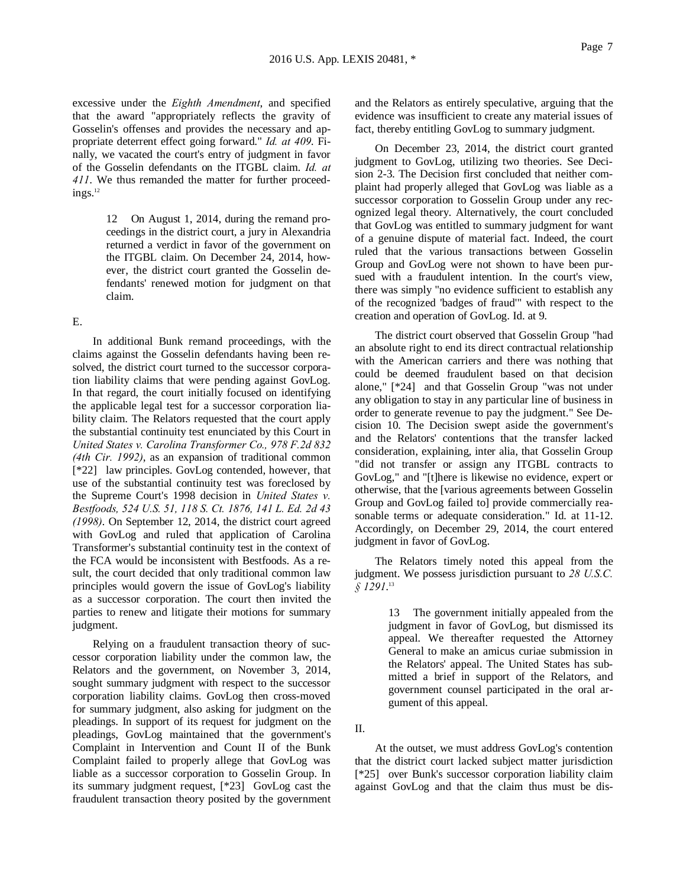excessive under the *Eighth Amendment*, and specified that the award "appropriately reflects the gravity of Gosselin's offenses and provides the necessary and appropriate deterrent effect going forward." *Id. at 409*. Finally, we vacated the court's entry of judgment in favor of the Gosselin defendants on the ITGBL claim. *Id. at 411*. We thus remanded the matter for further proceedings.[12]

> 12 On August 1, 2014, during the remand proceedings in the district court, a jury in Alexandria returned a verdict in favor of the government on the ITGBL claim. On December 24, 2014, however, the district court granted the Gosselin defendants' renewed motion for judgment on that claim.

E.

In additional Bunk remand proceedings, with the claims against the Gosselin defendants having been resolved, the district court turned to the successor corporation liability claims that were pending against GovLog. In that regard, the court initially focused on identifying the applicable legal test for a successor corporation liability claim. The Relators requested that the court apply the substantial continuity test enunciated by this Court in *United States v. Carolina Transformer Co., 978 F.2d 832 (4th Cir. 1992)*, as an expansion of traditional common [*22] law principles. GovLog contended, however, that use of the substantial continuity test was foreclosed by the Supreme Court's 1998 decision in *United States v. Bestfoods, 524 U.S. 51, 118 S. Ct. 1876, 141 L. Ed. 2d 43 (1998)*. On September 12, 2014, the district court agreed with GovLog and ruled that application of Carolina Transformer's substantial continuity test in the context of the FCA would be inconsistent with Bestfoods. As a result, the court decided that only traditional common law principles would govern the issue of GovLog's liability as a successor corporation. The court then invited the parties to renew and litigate their motions for summary judgment.

Relying on a fraudulent transaction theory of successor corporation liability under the common law, the Relators and the government, on November 3, 2014, sought summary judgment with respect to the successor corporation liability claims. GovLog then cross-moved for summary judgment, also asking for judgment on the pleadings. In support of its request for judgment on the pleadings, GovLog maintained that the government's Complaint in Intervention and Count II of the Bunk Complaint failed to properly allege that GovLog was liable as a successor corporation to Gosselin Group. In its summary judgment request, [*23] GovLog cast the fraudulent transaction theory posited by the government and the Relators as entirely speculative, arguing that the evidence was insufficient to create any material issues of fact, thereby entitling GovLog to summary judgment.

On December 23, 2014, the district court granted judgment to GovLog, utilizing two theories. See Decision 2-3. The Decision first concluded that neither complaint had properly alleged that GovLog was liable as a successor corporation to Gosselin Group under any recognized legal theory. Alternatively, the court concluded that GovLog was entitled to summary judgment for want of a genuine dispute of material fact. Indeed, the court ruled that the various transactions between Gosselin Group and GovLog were not shown to have been pursued with a fraudulent intention. In the court's view, there was simply "no evidence sufficient to establish any of the recognized 'badges of fraud'" with respect to the creation and operation of GovLog. Id. at 9.

The district court observed that Gosselin Group "had an absolute right to end its direct contractual relationship with the American carriers and there was nothing that could be deemed fraudulent based on that decision alone," [*24] and that Gosselin Group "was not under any obligation to stay in any particular line of business in order to generate revenue to pay the judgment." See Decision 10. The Decision swept aside the government's and the Relators' contentions that the transfer lacked consideration, explaining, inter alia, that Gosselin Group "did not transfer or assign any ITGBL contracts to GovLog," and "[t]here is likewise no evidence, expert or otherwise, that the [various agreements between Gosselin Group and GovLog failed to] provide commercially reasonable terms or adequate consideration." Id. at 11-12. Accordingly, on December 29, 2014, the court entered judgment in favor of GovLog.

The Relators timely noted this appeal from the judgment. We possess jurisdiction pursuant to *28 U.S.C. § 1291*.[13]

> 13 The government initially appealed from the judgment in favor of GovLog, but dismissed its appeal. We thereafter requested the Attorney General to make an amicus curiae submission in the Relators' appeal. The United States has submitted a brief in support of the Relators, and government counsel participated in the oral argument of this appeal.

II.

At the outset, we must address GovLog's contention that the district court lacked subject matter jurisdiction [*25] over Bunk's successor corporation liability claim against GovLog and that the claim thus must be dis-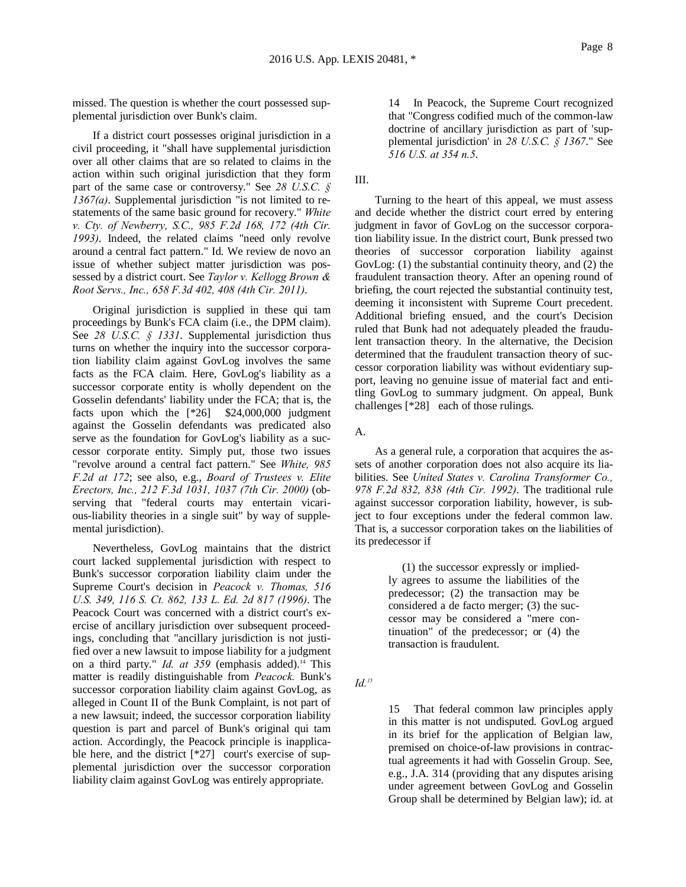missed. The question is whether the court possessed supplemental jurisdiction over Bunk's claim.

If a district court possesses original jurisdiction in a civil proceeding, it "shall have supplemental jurisdiction over all other claims that are so related to claims in the action within such original jurisdiction that they form part of the same case or controversy." See *28 U.S.C. § 1367(a)*. Supplemental jurisdiction "is not limited to restatements of the same basic ground for recovery." *White v. Cty. of Newberry, S.C., 985 F.2d 168, 172 (4th Cir. 1993)*. Indeed, the related claims "need only revolve around a central fact pattern." Id. We review de novo an issue of whether subject matter jurisdiction was possessed by a district court. See *Taylor v. Kellogg Brown & Root Servs., Inc., 658 F.3d 402, 408 (4th Cir. 2011)*.

Original jurisdiction is supplied in these qui tam proceedings by Bunk's FCA claim (i.e., the DPM claim). See *28 U.S.C. § 1331*. Supplemental jurisdiction thus turns on whether the inquiry into the successor corporation liability claim against GovLog involves the same facts as the FCA claim. Here, GovLog's liability as a successor corporate entity is wholly dependent on the Gosselin defendants' liability under the FCA; that is, the facts upon which the [*26] $24,000,000 judgment against the Gosselin defendants was predicated also serve as the foundation for GovLog's liability as a successor corporate entity. Simply put, those two issues "revolve around a central fact pattern." See *White, 985 F.2d at 172*; see also, e.g., *Board of Trustees v. Elite Erectors, Inc., 212 F.3d 1031, 1037 (7th Cir. 2000)* (observing that "federal courts may entertain vicarious-liability theories in a single suit" by way of supplemental jurisdiction).

Nevertheless, GovLog maintains that the district court lacked supplemental jurisdiction with respect to Bunk's successor corporation liability claim under the Supreme Court's decision in *Peacock v. Thomas, 516 U.S. 349, 116 S. Ct. 862, 133 L. Ed. 2d 817 (1996)*. The Peacock Court was concerned with a district court's exercise of ancillary jurisdiction over subsequent proceedings, concluding that "ancillary jurisdiction is not justified over a new lawsuit to impose liability for a judgment on a third party." *Id. at 359* (emphasis added).[14] This matter is readily distinguishable from *Peacock.* Bunk's successor corporation liability claim against GovLog, as alleged in Count II of the Bunk Complaint, is not part of a new lawsuit; indeed, the successor corporation liability question is part and parcel of Bunk's original qui tam action. Accordingly, the Peacock principle is inapplicable here, and the district [*27] court's exercise of supplemental jurisdiction over the successor corporation liability claim against GovLog was entirely appropriate.

> 14 In Peacock, the Supreme Court recognized that "Congress codified much of the common-law doctrine of ancillary jurisdiction as part of 'supplemental jurisdiction' in *28 U.S.C. § 1367*." See *516 U.S. at 354 n.5*.

## III.

Turning to the heart of this appeal, we must assess and decide whether the district court erred by entering judgment in favor of GovLog on the successor corporation liability issue. In the district court, Bunk pressed two theories of successor corporation liability against GovLog: (1) the substantial continuity theory, and (2) the fraudulent transaction theory. After an opening round of briefing, the court rejected the substantial continuity test, deeming it inconsistent with Supreme Court precedent. Additional briefing ensued, and the court's Decision ruled that Bunk had not adequately pleaded the fraudulent transaction theory. In the alternative, the Decision determined that the fraudulent transaction theory of successor corporation liability was without evidentiary support, leaving no genuine issue of material fact and entitling GovLog to summary judgment. On appeal, Bunk challenges [*28] each of those rulings.

### A.

As a general rule, a corporation that acquires the assets of another corporation does not also acquire its liabilities. See *United States v. Carolina Transformer Co., 978 F.2d 832, 838 (4th Cir. 1992)*. The traditional rule against successor corporation liability, however, is subject to four exceptions under the federal common law. That is, a successor corporation takes on the liabilities of its predecessor if

> (1) the successor expressly or impliedly agrees to assume the liabilities of the predecessor; (2) the transaction may be considered a de facto merger; (3) the successor may be considered a "mere continuation" of the predecessor; or (4) the transaction is fraudulent.

*Id.*[15]

> 15 That federal common law principles apply in this matter is not undisputed. GovLog argued in its brief for the application of Belgian law, premised on choice-of-law provisions in contractual agreements it had with Gosselin Group. See, e.g., J.A. 314 (providing that any disputes arising under agreement between GovLog and Gosselin Group shall be determined by Belgian law); id. at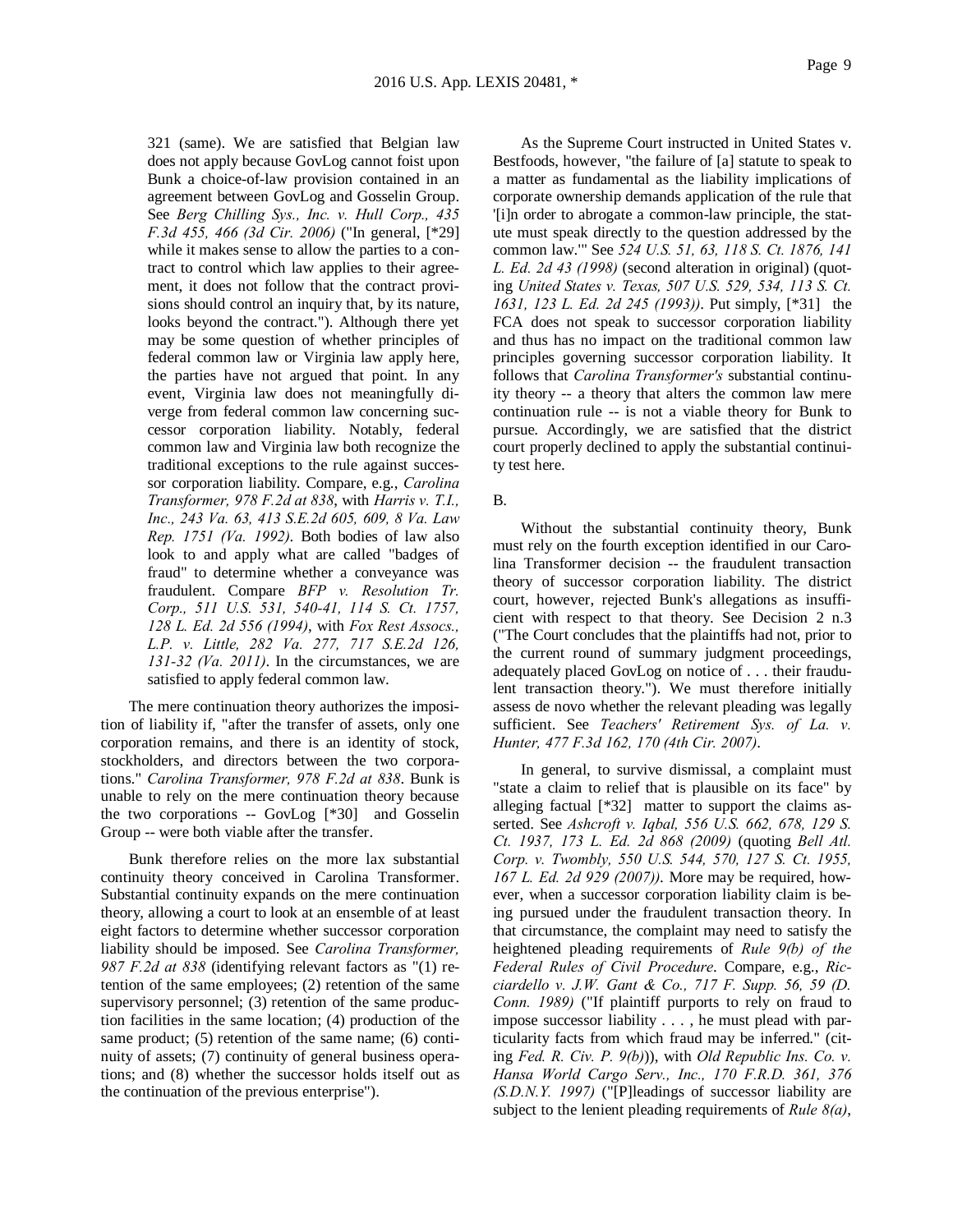321 (same). We are satisfied that Belgian law does not apply because GovLog cannot foist upon Bunk a choice-of-law provision contained in an agreement between GovLog and Gosselin Group. See *Berg Chilling Sys., Inc. v. Hull Corp., 435 F.3d 455, 466 (3d Cir. 2006)* ("In general, [*29] while it makes sense to allow the parties to a contract to control which law applies to their agreement, it does not follow that the contract provisions should control an inquiry that, by its nature, looks beyond the contract."). Although there yet may be some question of whether principles of federal common law or Virginia law apply here, the parties have not argued that point. In any event, Virginia law does not meaningfully diverge from federal common law concerning successor corporation liability. Notably, federal common law and Virginia law both recognize the traditional exceptions to the rule against successor corporation liability. Compare, e.g., *Carolina Transformer, 978 F.2d at 838*, with *Harris v. T.I., Inc., 243 Va. 63, 413 S.E.2d 605, 609, 8 Va. Law Rep. 1751 (Va. 1992)*. Both bodies of law also look to and apply what are called "badges of fraud" to determine whether a conveyance was fraudulent. Compare *BFP v. Resolution Tr. Corp., 511 U.S. 531, 540-41, 114 S. Ct. 1757, 128 L. Ed. 2d 556 (1994)*, with *Fox Rest Assocs., L.P. v. Little, 282 Va. 277, 717 S.E.2d 126, 131-32 (Va. 2011)*. In the circumstances, we are satisfied to apply federal common law.

The mere continuation theory authorizes the imposition of liability if, "after the transfer of assets, only one corporation remains, and there is an identity of stock, stockholders, and directors between the two corporations." *Carolina Transformer, 978 F.2d at 838*. Bunk is unable to rely on the mere continuation theory because the two corporations -- GovLog [*30] and Gosselin Group -- were both viable after the transfer.

Bunk therefore relies on the more lax substantial continuity theory conceived in Carolina Transformer. Substantial continuity expands on the mere continuation theory, allowing a court to look at an ensemble of at least eight factors to determine whether successor corporation liability should be imposed. See *Carolina Transformer, 987 F.2d at 838* (identifying relevant factors as "(1) retention of the same employees; (2) retention of the same supervisory personnel; (3) retention of the same production facilities in the same location; (4) production of the same product; (5) retention of the same name; (6) continuity of assets; (7) continuity of general business operations; and (8) whether the successor holds itself out as the continuation of the previous enterprise").

As the Supreme Court instructed in United States v. Bestfoods, however, "the failure of [a] statute to speak to a matter as fundamental as the liability implications of corporate ownership demands application of the rule that '[i]n order to abrogate a common-law principle, the statute must speak directly to the question addressed by the common law.'" See *524 U.S. 51, 63, 118 S. Ct. 1876, 141 L. Ed. 2d 43 (1998)* (second alteration in original) (quoting *United States v. Texas, 507 U.S. 529, 534, 113 S. Ct. 1631, 123 L. Ed. 2d 245 (1993))*. Put simply, [*31] the FCA does not speak to successor corporation liability and thus has no impact on the traditional common law principles governing successor corporation liability. It follows that *Carolina Transformer's* substantial continuity theory -- a theory that alters the common law mere continuation rule -- is not a viable theory for Bunk to pursue. Accordingly, we are satisfied that the district court properly declined to apply the substantial continuity test here.

B.

Without the substantial continuity theory, Bunk must rely on the fourth exception identified in our Carolina Transformer decision -- the fraudulent transaction theory of successor corporation liability. The district court, however, rejected Bunk's allegations as insufficient with respect to that theory. See Decision 2 n.3 ("The Court concludes that the plaintiffs had not, prior to the current round of summary judgment proceedings, adequately placed GovLog on notice of . . . their fraudulent transaction theory."). We must therefore initially assess de novo whether the relevant pleading was legally sufficient. See *Teachers' Retirement Sys. of La. v. Hunter, 477 F.3d 162, 170 (4th Cir. 2007)*.

In general, to survive dismissal, a complaint must "state a claim to relief that is plausible on its face" by alleging factual [*32] matter to support the claims asserted. See *Ashcroft v. Iqbal, 556 U.S. 662, 678, 129 S. Ct. 1937, 173 L. Ed. 2d 868 (2009)* (quoting *Bell Atl. Corp. v. Twombly, 550 U.S. 544, 570, 127 S. Ct. 1955, 167 L. Ed. 2d 929 (2007))*. More may be required, however, when a successor corporation liability claim is being pursued under the fraudulent transaction theory. In that circumstance, the complaint may need to satisfy the heightened pleading requirements of *Rule 9(b) of the Federal Rules of Civil Procedure*. Compare, e.g., *Ricciardello v. J.W. Gant & Co., 717 F. Supp. 56, 59 (D. Conn. 1989)* ("If plaintiff purports to rely on fraud to impose successor liability . . . , he must plead with particularity facts from which fraud may be inferred." (citing *Fed. R. Civ. P. 9(b)*)), with *Old Republic Ins. Co. v. Hansa World Cargo Serv., Inc., 170 F.R.D. 361, 376 (S.D.N.Y. 1997)* ("[P]leadings of successor liability are subject to the lenient pleading requirements of *Rule 8(a)*,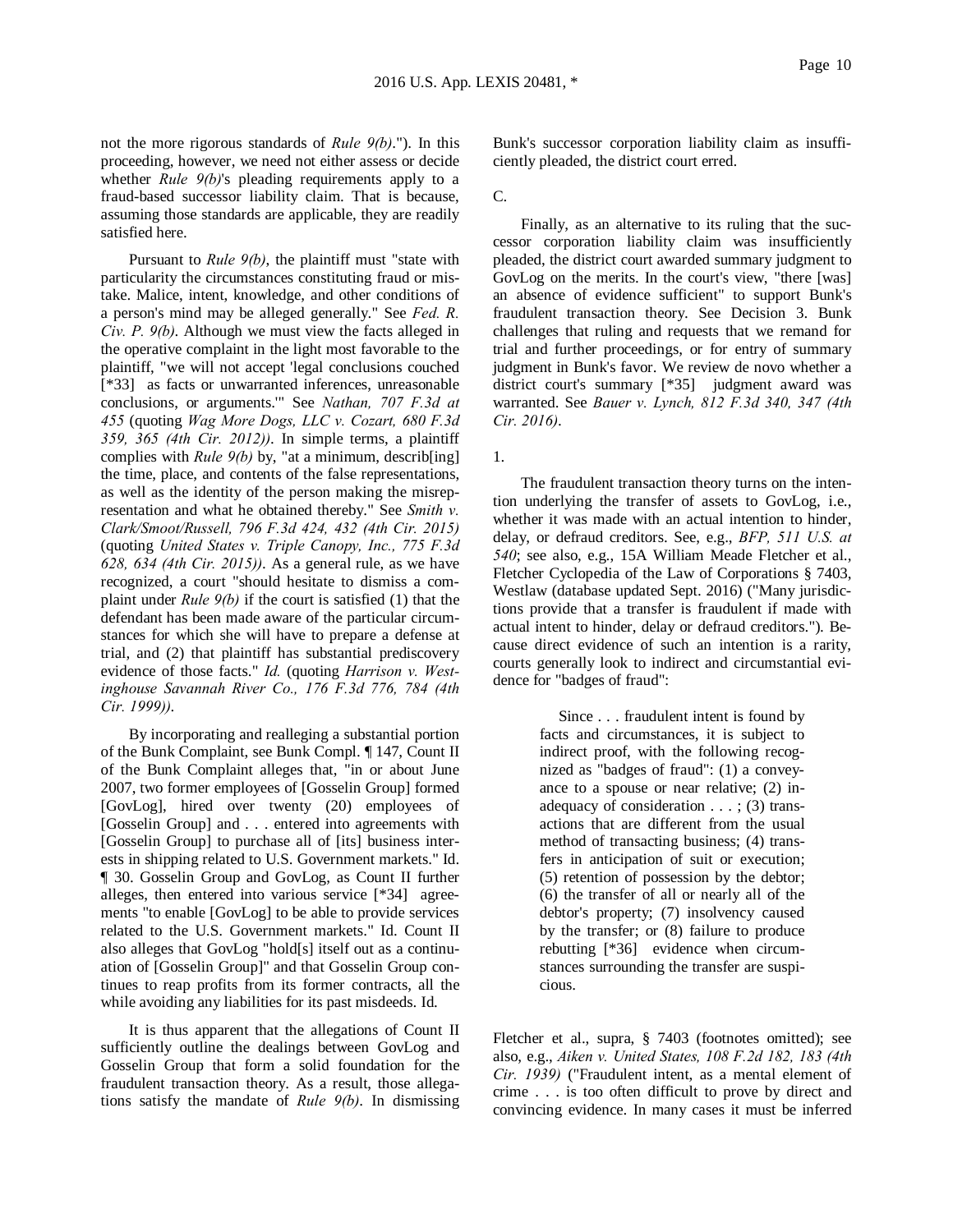not the more rigorous standards of *Rule 9(b)*."). In this proceeding, however, we need not either assess or decide whether *Rule 9(b)*'s pleading requirements apply to a fraud-based successor liability claim. That is because, assuming those standards are applicable, they are readily satisfied here.

Pursuant to *Rule 9(b)*, the plaintiff must "state with particularity the circumstances constituting fraud or mistake. Malice, intent, knowledge, and other conditions of a person's mind may be alleged generally." See *Fed. R. Civ. P. 9(b)*. Although we must view the facts alleged in the operative complaint in the light most favorable to the plaintiff, "we will not accept 'legal conclusions couched [*33] as facts or unwarranted inferences, unreasonable conclusions, or arguments.'" See *Nathan, 707 F.3d at 455* (quoting *Wag More Dogs, LLC v. Cozart, 680 F.3d 359, 365 (4th Cir. 2012))*. In simple terms, a plaintiff complies with *Rule 9(b)* by, "at a minimum, describ[ing] the time, place, and contents of the false representations, as well as the identity of the person making the misrepresentation and what he obtained thereby." See *Smith v. Clark/Smoot/Russell, 796 F.3d 424, 432 (4th Cir. 2015)* (quoting *United States v. Triple Canopy, Inc., 775 F.3d 628, 634 (4th Cir. 2015))*. As a general rule, as we have recognized, a court "should hesitate to dismiss a complaint under *Rule 9(b)* if the court is satisfied (1) that the defendant has been made aware of the particular circumstances for which she will have to prepare a defense at trial, and (2) that plaintiff has substantial prediscovery evidence of those facts." *Id.* (quoting *Harrison v. Westinghouse Savannah River Co., 176 F.3d 776, 784 (4th Cir. 1999))*.

By incorporating and realleging a substantial portion of the Bunk Complaint, see Bunk Compl. ¶ 147, Count II of the Bunk Complaint alleges that, "in or about June 2007, two former employees of [Gosselin Group] formed [GovLog], hired over twenty (20) employees of [Gosselin Group] and . . . entered into agreements with [Gosselin Group] to purchase all of [its] business interests in shipping related to U.S. Government markets." Id. ¶ 30. Gosselin Group and GovLog, as Count II further alleges, then entered into various service [*34] agreements "to enable [GovLog] to be able to provide services related to the U.S. Government markets." Id. Count II also alleges that GovLog "hold[s] itself out as a continuation of [Gosselin Group]" and that Gosselin Group continues to reap profits from its former contracts, all the while avoiding any liabilities for its past misdeeds. Id.

It is thus apparent that the allegations of Count II sufficiently outline the dealings between GovLog and Gosselin Group that form a solid foundation for the fraudulent transaction theory. As a result, those allegations satisfy the mandate of *Rule 9(b)*. In dismissing Bunk's successor corporation liability claim as insufficiently pleaded, the district court erred.

C.

Finally, as an alternative to its ruling that the successor corporation liability claim was insufficiently pleaded, the district court awarded summary judgment to GovLog on the merits. In the court's view, "there [was] an absence of evidence sufficient" to support Bunk's fraudulent transaction theory. See Decision 3. Bunk challenges that ruling and requests that we remand for trial and further proceedings, or for entry of summary judgment in Bunk's favor. We review de novo whether a district court's summary [*35] judgment award was warranted. See *Bauer v. Lynch, 812 F.3d 340, 347 (4th Cir. 2016)*.

1.

The fraudulent transaction theory turns on the intention underlying the transfer of assets to GovLog, i.e., whether it was made with an actual intention to hinder, delay, or defraud creditors. See, e.g., *BFP, 511 U.S. at 540*; see also, e.g., 15A William Meade Fletcher et al., Fletcher Cyclopedia of the Law of Corporations § 7403, Westlaw (database updated Sept. 2016) ("Many jurisdictions provide that a transfer is fraudulent if made with actual intent to hinder, delay or defraud creditors."). Because direct evidence of such an intention is a rarity, courts generally look to indirect and circumstantial evidence for "badges of fraud":

> Since . . . fraudulent intent is found by facts and circumstances, it is subject to indirect proof, with the following recognized as "badges of fraud": (1) a conveyance to a spouse or near relative; (2) inadequacy of consideration . . . ; (3) transactions that are different from the usual method of transacting business; (4) transfers in anticipation of suit or execution; (5) retention of possession by the debtor; (6) the transfer of all or nearly all of the debtor's property; (7) insolvency caused by the transfer; or (8) failure to produce rebutting [*36] evidence when circumstances surrounding the transfer are suspicious.

Fletcher et al., supra, § 7403 (footnotes omitted); see also, e.g., *Aiken v. United States, 108 F.2d 182, 183 (4th Cir. 1939)* ("Fraudulent intent, as a mental element of crime . . . is too often difficult to prove by direct and convincing evidence. In many cases it must be inferred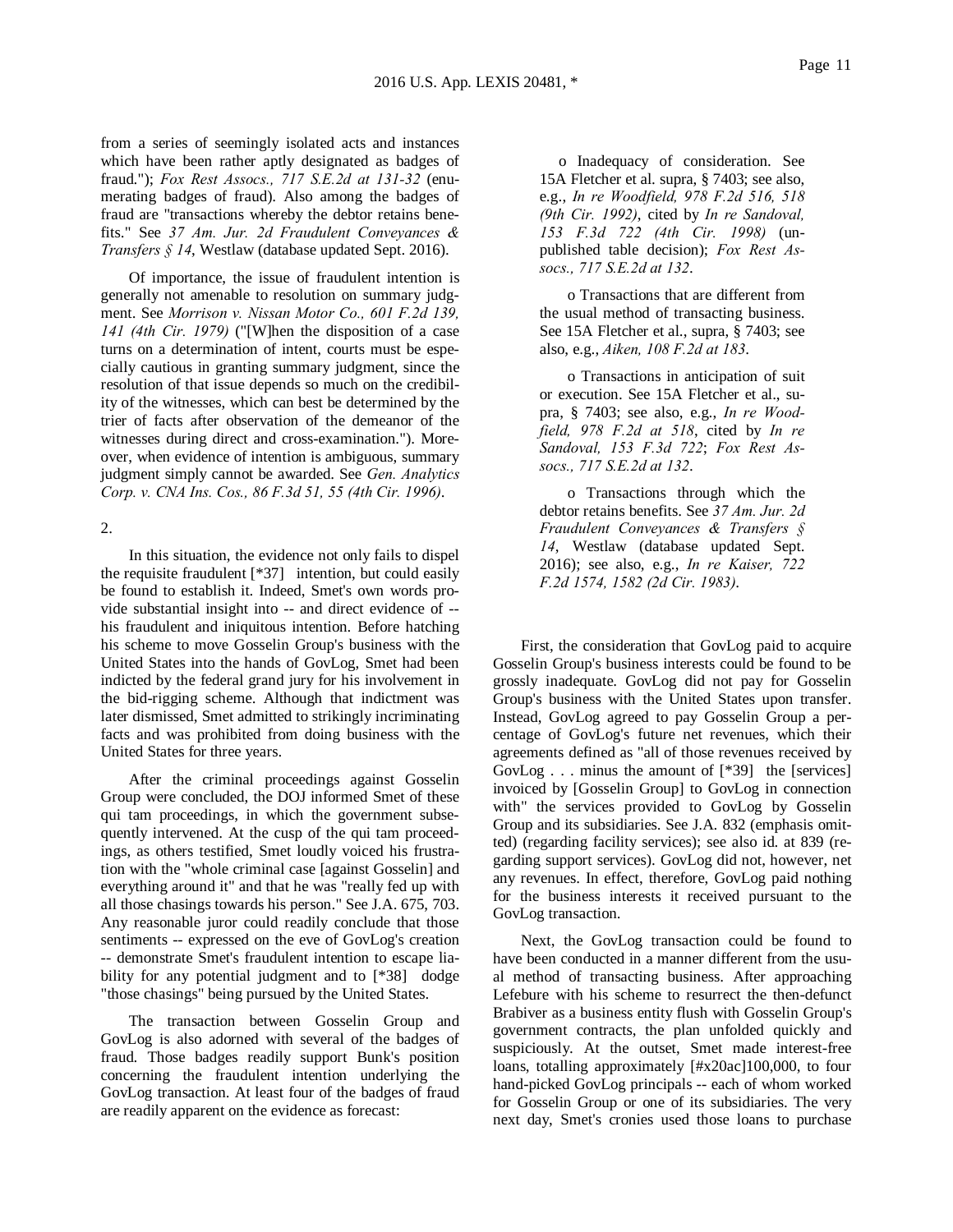from a series of seemingly isolated acts and instances which have been rather aptly designated as badges of fraud."); *Fox Rest Assocs., 717 S.E.2d at 131-32* (enumerating badges of fraud). Also among the badges of fraud are "transactions whereby the debtor retains benefits." See *37 Am. Jur. 2d Fraudulent Conveyances & Transfers § 14*, Westlaw (database updated Sept. 2016).

Of importance, the issue of fraudulent intention is generally not amenable to resolution on summary judgment. See *Morrison v. Nissan Motor Co., 601 F.2d 139, 141 (4th Cir. 1979)* ("[W]hen the disposition of a case turns on a determination of intent, courts must be especially cautious in granting summary judgment, since the resolution of that issue depends so much on the credibility of the witnesses, which can best be determined by the trier of facts after observation of the demeanor of the witnesses during direct and cross-examination."). Moreover, when evidence of intention is ambiguous, summary judgment simply cannot be awarded. See *Gen. Analytics Corp. v. CNA Ins. Cos., 86 F.3d 51, 55 (4th Cir. 1996)*.

2.

In this situation, the evidence not only fails to dispel the requisite fraudulent [*37] intention, but could easily be found to establish it. Indeed, Smet's own words provide substantial insight into -- and direct evidence of -- his fraudulent and iniquitous intention. Before hatching his scheme to move Gosselin Group's business with the United States into the hands of GovLog, Smet had been indicted by the federal grand jury for his involvement in the bid-rigging scheme. Although that indictment was later dismissed, Smet admitted to strikingly incriminating facts and was prohibited from doing business with the United States for three years.

After the criminal proceedings against Gosselin Group were concluded, the DOJ informed Smet of these qui tam proceedings, in which the government subsequently intervened. At the cusp of the qui tam proceedings, as others testified, Smet loudly voiced his frustration with the "whole criminal case [against Gosselin] and everything around it" and that he was "really fed up with all those chasings towards his person." See J.A. 675, 703. Any reasonable juror could readily conclude that those sentiments -- expressed on the eve of GovLog's creation -- demonstrate Smet's fraudulent intention to escape liability for any potential judgment and to [*38] dodge "those chasings" being pursued by the United States.

The transaction between Gosselin Group and GovLog is also adorned with several of the badges of fraud. Those badges readily support Bunk's position concerning the fraudulent intention underlying the GovLog transaction. At least four of the badges of fraud are readily apparent on the evidence as forecast:

- Inadequacy of consideration. See 15A Fletcher et al. supra, § 7403; see also, e.g., *In re Woodfield, 978 F.2d 516, 518 (9th Cir. 1992)*, cited by *In re Sandoval, 153 F.3d 722 (4th Cir. 1998)* (unpublished table decision); *Fox Rest Assocs., 717 S.E.2d at 132*.

- Transactions that are different from the usual method of transacting business. See 15A Fletcher et al., supra, § 7403; see also, e.g., *Aiken, 108 F.2d at 183*.

- Transactions in anticipation of suit or execution. See 15A Fletcher et al., supra, § 7403; see also, e.g., *In re Woodfield, 978 F.2d at 518*, cited by *In re Sandoval, 153 F.3d 722*; *Fox Rest Assocs., 717 S.E.2d at 132*.

- Transactions through which the debtor retains benefits. See *37 Am. Jur. 2d Fraudulent Conveyances & Transfers § 14*, Westlaw (database updated Sept. 2016); see also, e.g., *In re Kaiser, 722 F.2d 1574, 1582 (2d Cir. 1983)*.

First, the consideration that GovLog paid to acquire Gosselin Group's business interests could be found to be grossly inadequate. GovLog did not pay for Gosselin Group's business with the United States upon transfer. Instead, GovLog agreed to pay Gosselin Group a percentage of GovLog's future net revenues, which their agreements defined as "all of those revenues received by GovLog . . . minus the amount of [*39] the [services] invoiced by [Gosselin Group] to GovLog in connection with" the services provided to GovLog by Gosselin Group and its subsidiaries. See J.A. 832 (emphasis omitted) (regarding facility services); see also id. at 839 (regarding support services). GovLog did not, however, net any revenues. In effect, therefore, GovLog paid nothing for the business interests it received pursuant to the GovLog transaction.

Next, the GovLog transaction could be found to have been conducted in a manner different from the usual method of transacting business. After approaching Lefebure with his scheme to resurrect the then-defunct Brabiver as a business entity flush with Gosselin Group's government contracts, the plan unfolded quickly and suspiciously. At the outset, Smet made interest-free loans, totalling approximately [#x20ac]100,000, to four hand-picked GovLog principals -- each of whom worked for Gosselin Group or one of its subsidiaries. The very next day, Smet's cronies used those loans to purchase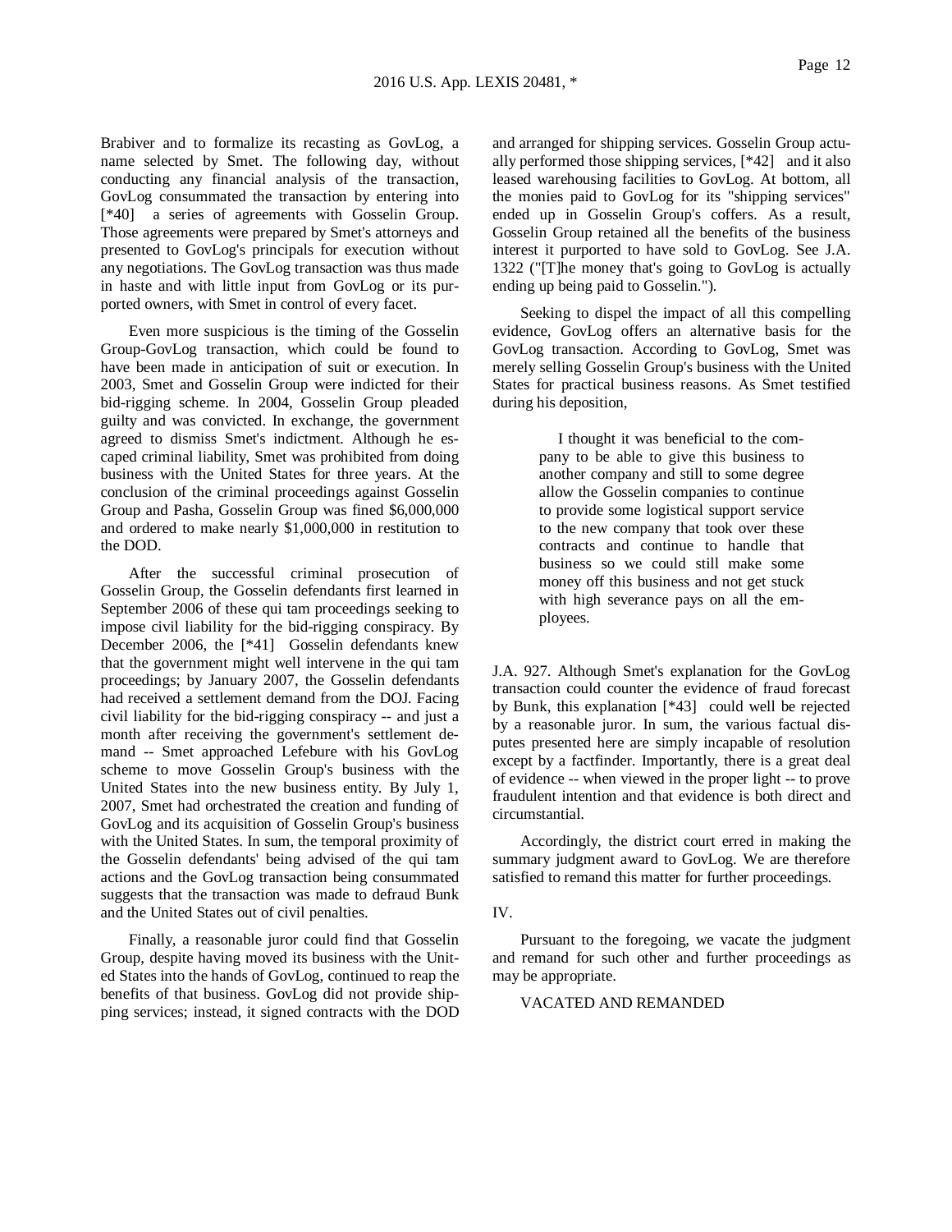Brabiver and to formalize its recasting as GovLog, a name selected by Smet. The following day, without conducting any financial analysis of the transaction, GovLog consummated the transaction by entering into [*40] a series of agreements with Gosselin Group. Those agreements were prepared by Smet's attorneys and presented to GovLog's principals for execution without any negotiations. The GovLog transaction was thus made in haste and with little input from GovLog or its purported owners, with Smet in control of every facet.

Even more suspicious is the timing of the Gosselin Group-GovLog transaction, which could be found to have been made in anticipation of suit or execution. In 2003, Smet and Gosselin Group were indicted for their bid-rigging scheme. In 2004, Gosselin Group pleaded guilty and was convicted. In exchange, the government agreed to dismiss Smet's indictment. Although he escaped criminal liability, Smet was prohibited from doing business with the United States for three years. At the conclusion of the criminal proceedings against Gosselin Group and Pasha, Gosselin Group was fined $6,000,000 and ordered to make nearly $1,000,000 in restitution to the DOD.

After the successful criminal prosecution of Gosselin Group, the Gosselin defendants first learned in September 2006 of these qui tam proceedings seeking to impose civil liability for the bid-rigging conspiracy. By December 2006, the [*41] Gosselin defendants knew that the government might well intervene in the qui tam proceedings; by January 2007, the Gosselin defendants had received a settlement demand from the DOJ. Facing civil liability for the bid-rigging conspiracy -- and just a month after receiving the government's settlement demand -- Smet approached Lefebure with his GovLog scheme to move Gosselin Group's business with the United States into the new business entity. By July 1, 2007, Smet had orchestrated the creation and funding of GovLog and its acquisition of Gosselin Group's business with the United States. In sum, the temporal proximity of the Gosselin defendants' being advised of the qui tam actions and the GovLog transaction being consummated suggests that the transaction was made to defraud Bunk and the United States out of civil penalties.

Finally, a reasonable juror could find that Gosselin Group, despite having moved its business with the United States into the hands of GovLog, continued to reap the benefits of that business. GovLog did not provide shipping services; instead, it signed contracts with the DOD and arranged for shipping services. Gosselin Group actually performed those shipping services, [*42] and it also leased warehousing facilities to GovLog. At bottom, all the monies paid to GovLog for its "shipping services" ended up in Gosselin Group's coffers. As a result, Gosselin Group retained all the benefits of the business interest it purported to have sold to GovLog. See J.A. 1322 ("[T]he money that's going to GovLog is actually ending up being paid to Gosselin.").

Seeking to dispel the impact of all this compelling evidence, GovLog offers an alternative basis for the GovLog transaction. According to GovLog, Smet was merely selling Gosselin Group's business with the United States for practical business reasons. As Smet testified during his deposition,

> I thought it was beneficial to the company to be able to give this business to another company and still to some degree allow the Gosselin companies to continue to provide some logistical support service to the new company that took over these contracts and continue to handle that business so we could still make some money off this business and not get stuck with high severance pays on all the employees.

J.A. 927. Although Smet's explanation for the GovLog transaction could counter the evidence of fraud forecast by Bunk, this explanation [*43] could well be rejected by a reasonable juror. In sum, the various factual disputes presented here are simply incapable of resolution except by a factfinder. Importantly, there is a great deal of evidence -- when viewed in the proper light -- to prove fraudulent intention and that evidence is both direct and circumstantial.

Accordingly, the district court erred in making the summary judgment award to GovLog. We are therefore satisfied to remand this matter for further proceedings.

IV.

Pursuant to the foregoing, we vacate the judgment and remand for such other and further proceedings as may be appropriate.

VACATED AND REMANDED